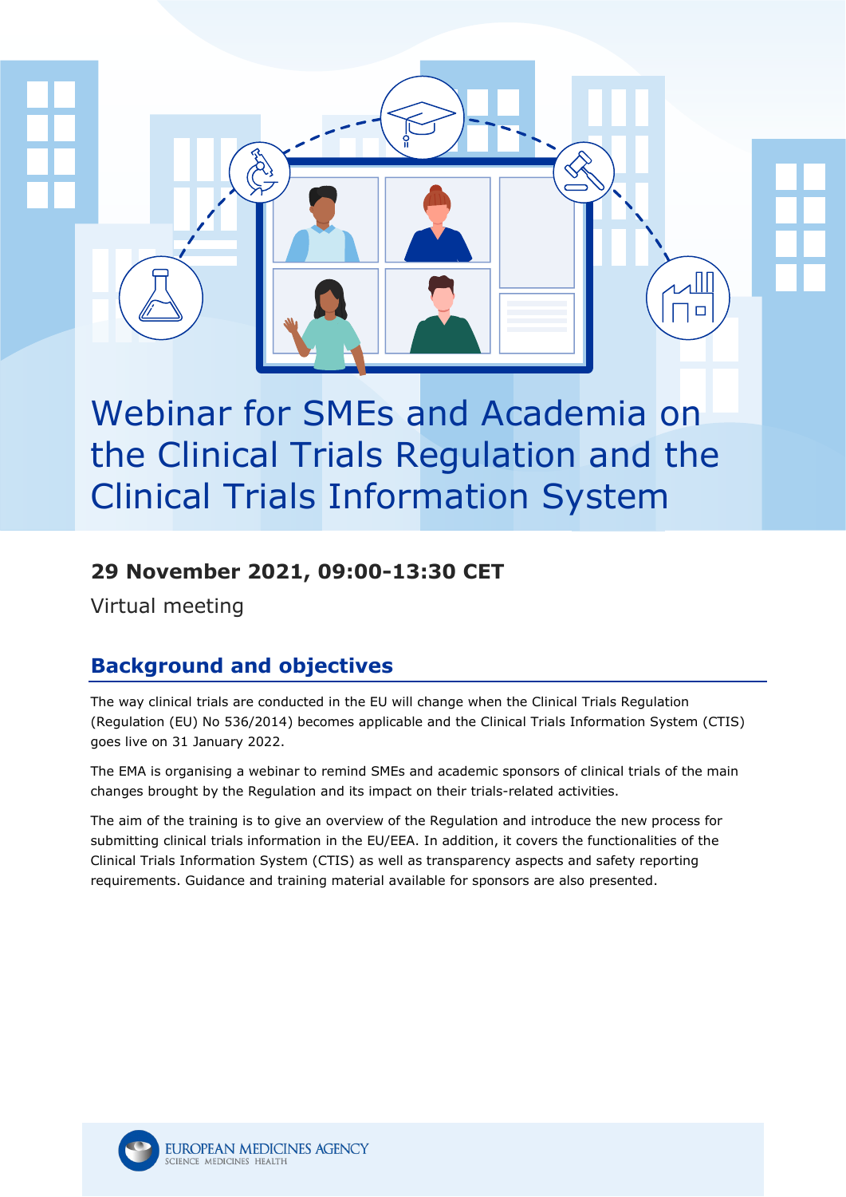# Webinar for SMEs and Academia on the Clinical Trials Regulation and the Clinical Trials Information System

**29 November 2021, 09:00-13:30 CET**

Virtual meeting

## Background and objectives

The way clinical trials are conducted in the EU will change when the Clinical Trials Regulation (Regulation (EU) No 536/2014) becomes applicable and the Clinical Trials Information System (CTIS) goes live on 31 January 2022.

The EMA is organising a webinar to remind SMEs and academic sponsors of clinical trials of the main changes brought by the Regulation and its impact on their trials-related activities.

The aim of the training is to give an overview of the Regulation and introduce the new process for submitting clinical trials information in the EU/EEA. In addition, it covers the functionalities of the Clinical Trials Information System (CTIS) as well as transparency aspects and safety reporting requirements. Guidance and training material available for sponsors are also presented.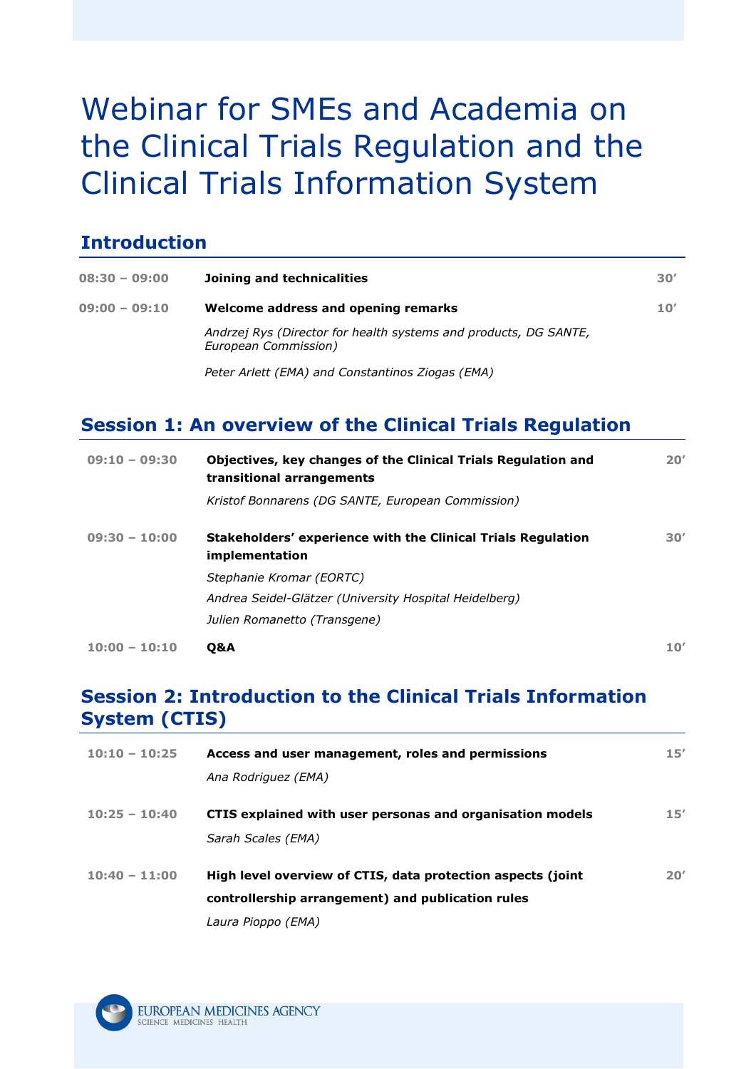# Webinar for SMEs and Academia on the Clinical Trials Regulation and the Clinical Trials Information System

## Introduction

| | | |
|---|---|---|
| **08:30 – 09:00** | **Joining and technicalities** | **30'** |
| **09:00 – 09:10** | **Welcome address and opening remarks**<br>*Andrzej Rys (Director for health systems and products, DG SANTE, European Commission)*<br>*Peter Arlett (EMA) and Constantinos Ziogas (EMA)* | **10'** |

## Session 1: An overview of the Clinical Trials Regulation

| | | |
|---|---|---|
| **09:10 – 09:30** | **Objectives, key changes of the Clinical Trials Regulation and transitional arrangements**<br>*Kristof Bonnarens (DG SANTE, European Commission)* | **20'** |
| **09:30 – 10:00** | **Stakeholders' experience with the Clinical Trials Regulation implementation**<br>*Stephanie Kromar (EORTC)*<br>*Andrea Seidel-Glätzer (University Hospital Heidelberg)*<br>*Julien Romanetto (Transgene)* | **30'** |
| **10:00 – 10:10** | **Q&A** | **10'** |

## Session 2: Introduction to the Clinical Trials Information System (CTIS)

| | | |
|---|---|---|
| **10:10 – 10:25** | **Access and user management, roles and permissions**<br>*Ana Rodriguez (EMA)* | **15'** |
| **10:25 – 10:40** | **CTIS explained with user personas and organisation models**<br>*Sarah Scales (EMA)* | **15'** |
| **10:40 – 11:00** | **High level overview of CTIS, data protection aspects (joint controllership arrangement) and publication rules**<br>*Laura Pioppo (EMA)* | **20'** |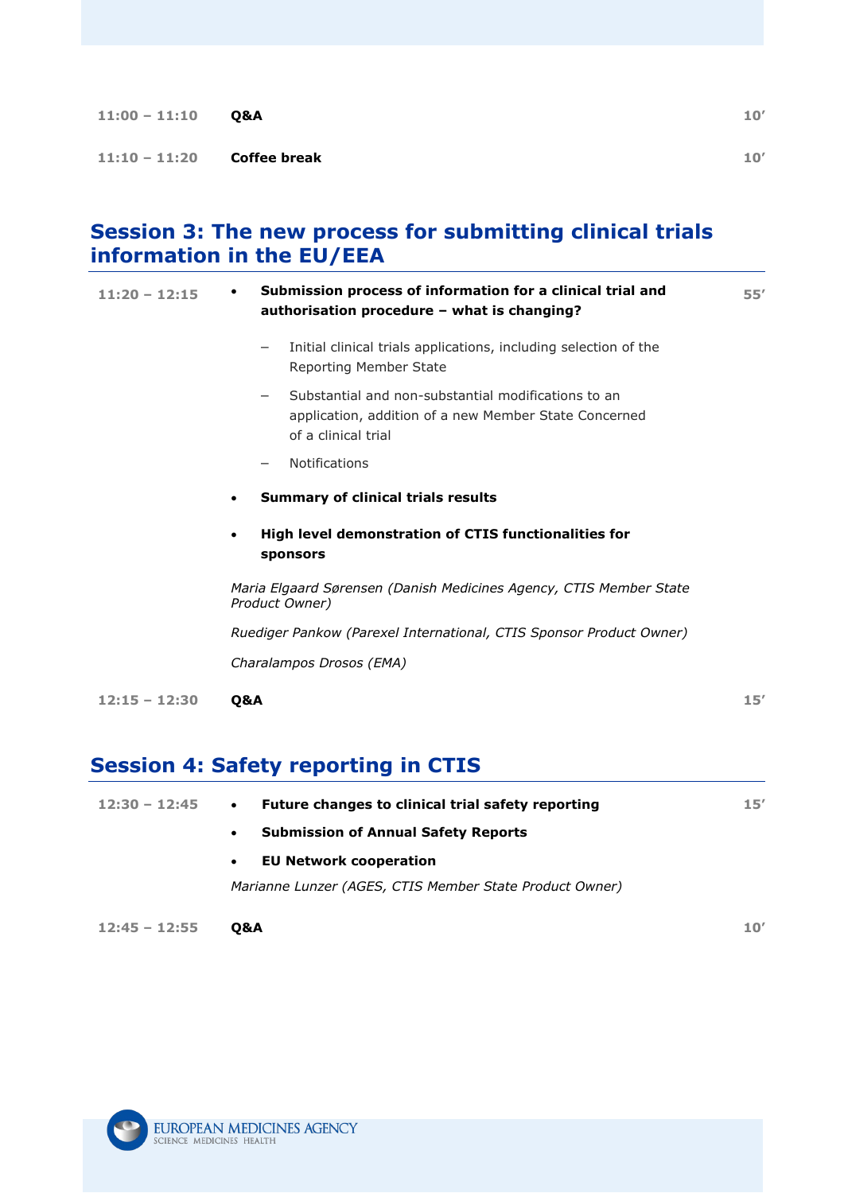| | | |
|---|---|---|
| **11:00 – 11:10** | **Q&A** | **10'** |
| **11:10 – 11:20** | **Coffee break** | **10'** |

## Session 3: The new process for submitting clinical trials information in the EU/EEA

**11:20 – 12:15** — **55'**

- **Submission process of information for a clinical trial and authorisation procedure – what is changing?**
  - Initial clinical trials applications, including selection of the Reporting Member State
  - Substantial and non-substantial modifications to an application, addition of a new Member State Concerned of a clinical trial
  - Notifications
- **Summary of clinical trials results**
- **High level demonstration of CTIS functionalities for sponsors**

*Maria Elgaard Sørensen (Danish Medicines Agency, CTIS Member State Product Owner)*

*Ruediger Pankow (Parexel International, CTIS Sponsor Product Owner)*

*Charalampos Drosos (EMA)*

| | | |
|---|---|---|
| **12:15 – 12:30** | **Q&A** | **15'** |

## Session 4: Safety reporting in CTIS

**12:30 – 12:45** — **15'**

- **Future changes to clinical trial safety reporting**
- **Submission of Annual Safety Reports**
- **EU Network cooperation**

*Marianne Lunzer (AGES, CTIS Member State Product Owner)*

| | | |
|---|---|---|
| **12:45 – 12:55** | **Q&A** | **10'** |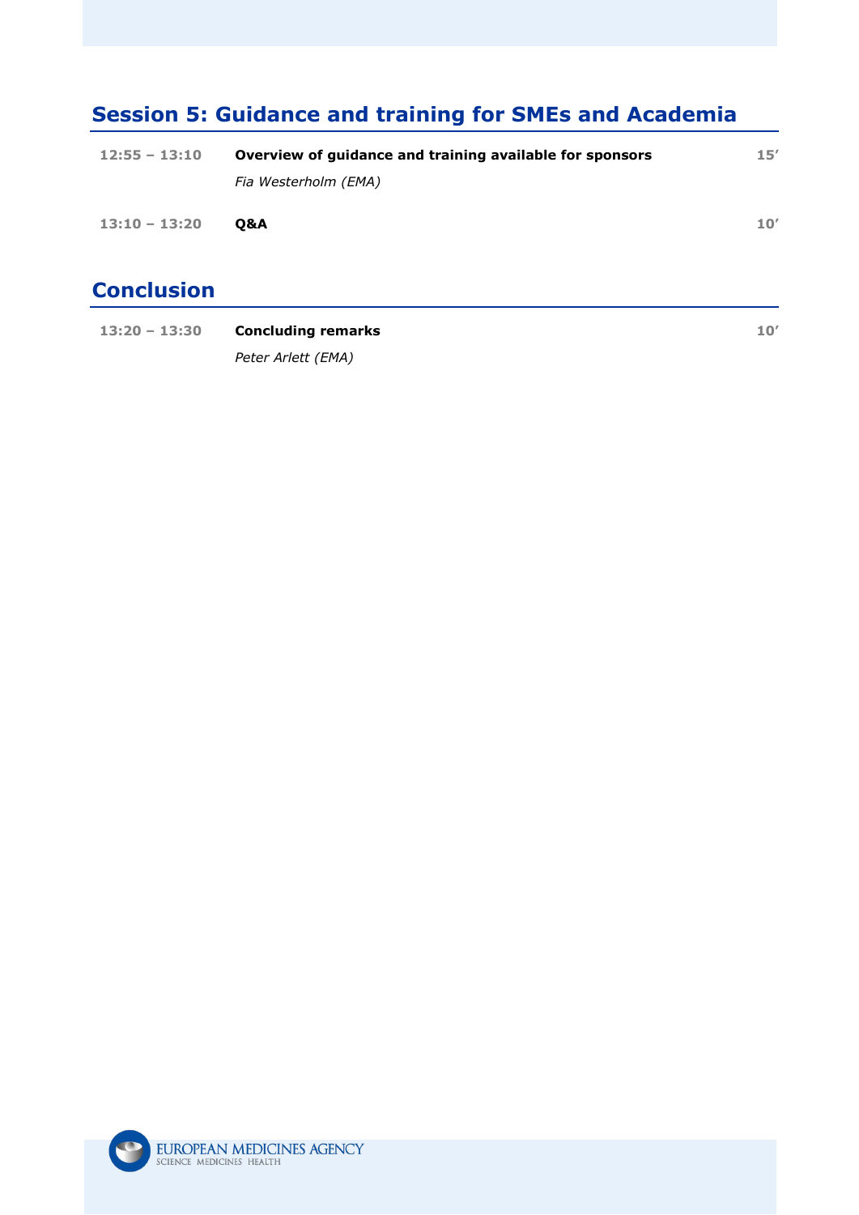## Session 5: Guidance and training for SMEs and Academia

| | | |
|---|---|---|
| **12:55 – 13:10** | **Overview of guidance and training available for sponsors**<br>*Fia Westerholm (EMA)* | **15'** |
| **13:10 – 13:20** | **Q&A** | **10'** |

## Conclusion

| | | |
|---|---|---|
| **13:20 – 13:30** | **Concluding remarks**<br>*Peter Arlett (EMA)* | **10'** |